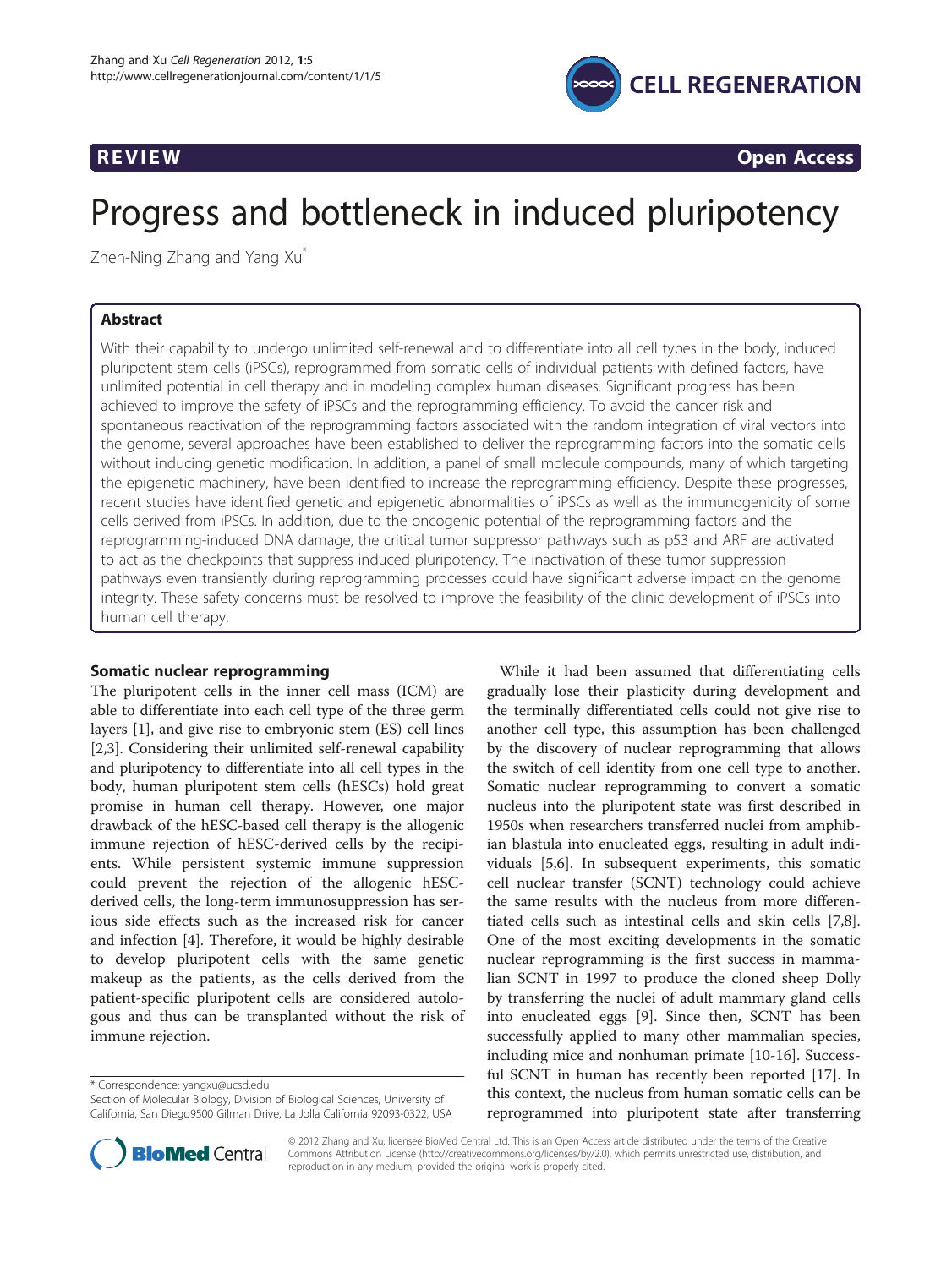REVIEW Open Access

# Progress and bottleneck in induced pluripotency

Zhen-Ning Zhang and Yang Xu*

## Abstract

With their capability to undergo unlimited self-renewal and to differentiate into all cell types in the body, induced pluripotent stem cells (iPSCs), reprogrammed from somatic cells of individual patients with defined factors, have unlimited potential in cell therapy and in modeling complex human diseases. Significant progress has been achieved to improve the safety of iPSCs and the reprogramming efficiency. To avoid the cancer risk and spontaneous reactivation of the reprogramming factors associated with the random integration of viral vectors into the genome, several approaches have been established to deliver the reprogramming factors into the somatic cells without inducing genetic modification. In addition, a panel of small molecule compounds, many of which targeting the epigenetic machinery, have been identified to increase the reprogramming efficiency. Despite these progresses, recent studies have identified genetic and epigenetic abnormalities of iPSCs as well as the immunogenicity of some cells derived from iPSCs. In addition, due to the oncogenic potential of the reprogramming factors and the reprogramming-induced DNA damage, the critical tumor suppressor pathways such as p53 and ARF are activated to act as the checkpoints that suppress induced pluripotency. The inactivation of these tumor suppression pathways even transiently during reprogramming processes could have significant adverse impact on the genome integrity. These safety concerns must be resolved to improve the feasibility of the clinic development of iPSCs into human cell therapy.

## Somatic nuclear reprogramming

The pluripotent cells in the inner cell mass (ICM) are able to differentiate into each cell type of the three germ layers [1], and give rise to embryonic stem (ES) cell lines [2,3]. Considering their unlimited self-renewal capability and pluripotency to differentiate into all cell types in the body, human pluripotent stem cells (hESCs) hold great promise in human cell therapy. However, one major drawback of the hESC-based cell therapy is the allogenic immune rejection of hESC-derived cells by the recipients. While persistent systemic immune suppression could prevent the rejection of the allogenic hESC-derived cells, the long-term immunosuppression has serious side effects such as the increased risk for cancer and infection [4]. Therefore, it would be highly desirable to develop pluripotent cells with the same genetic makeup as the patients, as the cells derived from the patient-specific pluripotent cells are considered autologous and thus can be transplanted without the risk of immune rejection.

While it had been assumed that differentiating cells gradually lose their plasticity during development and the terminally differentiated cells could not give rise to another cell type, this assumption has been challenged by the discovery of nuclear reprogramming that allows the switch of cell identity from one cell type to another. Somatic nuclear reprogramming to convert a somatic nucleus into the pluripotent state was first described in 1950s when researchers transferred nuclei from amphibian blastula into enucleated eggs, resulting in adult individuals [5,6]. In subsequent experiments, this somatic cell nuclear transfer (SCNT) technology could achieve the same results with the nucleus from more differentiated cells such as intestinal cells and skin cells [7,8]. One of the most exciting developments in the somatic nuclear reprogramming is the first success in mammalian SCNT in 1997 to produce the cloned sheep Dolly by transferring the nuclei of adult mammary gland cells into enucleated eggs [9]. Since then, SCNT has been successfully applied to many other mammalian species, including mice and nonhuman primate [10-16]. Successful SCNT in human has recently been reported [17]. In this context, the nucleus from human somatic cells can be reprogrammed into pluripotent state after transferring

* Correspondence: yangxu@ucsd.edu
Section of Molecular Biology, Division of Biological Sciences, University of California, San Diego9500 Gilman Drive, La Jolla California 92093-0322, USA

© 2012 Zhang and Xu; licensee BioMed Central Ltd. This is an Open Access article distributed under the terms of the Creative Commons Attribution License (http://creativecommons.org/licenses/by/2.0), which permits unrestricted use, distribution, and reproduction in any medium, provided the original work is properly cited.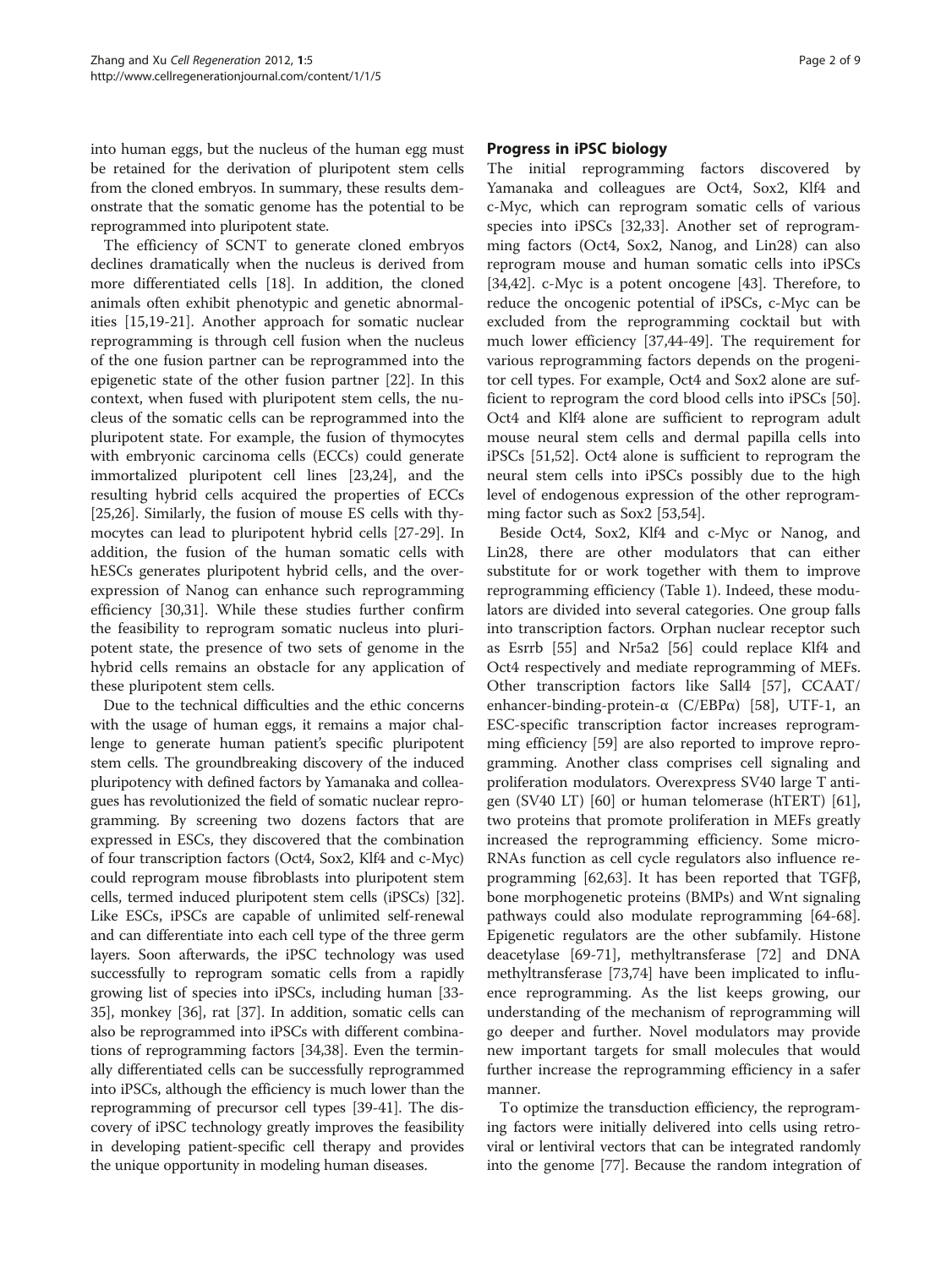into human eggs, but the nucleus of the human egg must be retained for the derivation of pluripotent stem cells from the cloned embryos. In summary, these results demonstrate that the somatic genome has the potential to be reprogrammed into pluripotent state.

The efficiency of SCNT to generate cloned embryos declines dramatically when the nucleus is derived from more differentiated cells [18]. In addition, the cloned animals often exhibit phenotypic and genetic abnormalities [15,19-21]. Another approach for somatic nuclear reprogramming is through cell fusion when the nucleus of the one fusion partner can be reprogrammed into the epigenetic state of the other fusion partner [22]. In this context, when fused with pluripotent stem cells, the nucleus of the somatic cells can be reprogrammed into the pluripotent state. For example, the fusion of thymocytes with embryonic carcinoma cells (ECCs) could generate immortalized pluripotent cell lines [23,24], and the resulting hybrid cells acquired the properties of ECCs [25,26]. Similarly, the fusion of mouse ES cells with thymocytes can lead to pluripotent hybrid cells [27-29]. In addition, the fusion of the human somatic cells with hESCs generates pluripotent hybrid cells, and the overexpression of Nanog can enhance such reprogramming efficiency [30,31]. While these studies further confirm the feasibility to reprogram somatic nucleus into pluripotent state, the presence of two sets of genome in the hybrid cells remains an obstacle for any application of these pluripotent stem cells.

Due to the technical difficulties and the ethic concerns with the usage of human eggs, it remains a major challenge to generate human patient's specific pluripotent stem cells. The groundbreaking discovery of the induced pluripotency with defined factors by Yamanaka and colleagues has revolutionized the field of somatic nuclear reprogramming. By screening two dozens factors that are expressed in ESCs, they discovered that the combination of four transcription factors (Oct4, Sox2, Klf4 and c-Myc) could reprogram mouse fibroblasts into pluripotent stem cells, termed induced pluripotent stem cells (iPSCs) [32]. Like ESCs, iPSCs are capable of unlimited self-renewal and can differentiate into each cell type of the three germ layers. Soon afterwards, the iPSC technology was used successfully to reprogram somatic cells from a rapidly growing list of species into iPSCs, including human [33-35], monkey [36], rat [37]. In addition, somatic cells can also be reprogrammed into iPSCs with different combinations of reprogramming factors [34,38]. Even the terminally differentiated cells can be successfully reprogrammed into iPSCs, although the efficiency is much lower than the reprogramming of precursor cell types [39-41]. The discovery of iPSC technology greatly improves the feasibility in developing patient-specific cell therapy and provides the unique opportunity in modeling human diseases.

## Progress in iPSC biology

The initial reprogramming factors discovered by Yamanaka and colleagues are Oct4, Sox2, Klf4 and c-Myc, which can reprogram somatic cells of various species into iPSCs [32,33]. Another set of reprogramming factors (Oct4, Sox2, Nanog, and Lin28) can also reprogram mouse and human somatic cells into iPSCs [34,42]. c-Myc is a potent oncogene [43]. Therefore, to reduce the oncogenic potential of iPSCs, c-Myc can be excluded from the reprogramming cocktail but with much lower efficiency [37,44-49]. The requirement for various reprogramming factors depends on the progenitor cell types. For example, Oct4 and Sox2 alone are sufficient to reprogram the cord blood cells into iPSCs [50]. Oct4 and Klf4 alone are sufficient to reprogram adult mouse neural stem cells and dermal papilla cells into iPSCs [51,52]. Oct4 alone is sufficient to reprogram the neural stem cells into iPSCs possibly due to the high level of endogenous expression of the other reprogramming factor such as Sox2 [53,54].

Beside Oct4, Sox2, Klf4 and c-Myc or Nanog, and Lin28, there are other modulators that can either substitute for or work together with them to improve reprogramming efficiency (Table 1). Indeed, these modulators are divided into several categories. One group falls into transcription factors. Orphan nuclear receptor such as Esrrb [55] and Nr5a2 [56] could replace Klf4 and Oct4 respectively and mediate reprogramming of MEFs. Other transcription factors like Sall4 [57], CCAAT/enhancer-binding-protein-α (C/EBPα) [58], UTF-1, an ESC-specific transcription factor increases reprogramming efficiency [59] are also reported to improve reprogramming. Another class comprises cell signaling and proliferation modulators. Overexpress SV40 large T antigen (SV40 LT) [60] or human telomerase (hTERT) [61], two proteins that promote proliferation in MEFs greatly increased the reprogramming efficiency. Some microRNAs function as cell cycle regulators also influence reprogramming [62,63]. It has been reported that TGFβ, bone morphogenetic proteins (BMPs) and Wnt signaling pathways could also modulate reprogramming [64-68]. Epigenetic regulators are the other subfamily. Histone deacetylase [69-71], methyltransferase [72] and DNA methyltransferase [73,74] have been implicated to influence reprogramming. As the list keeps growing, our understanding of the mechanism of reprogramming will go deeper and further. Novel modulators may provide new important targets for small molecules that would further increase the reprogramming efficiency in a safer manner.

To optimize the transduction efficiency, the reprogramming factors were initially delivered into cells using retroviral or lentiviral vectors that can be integrated randomly into the genome [77]. Because the random integration of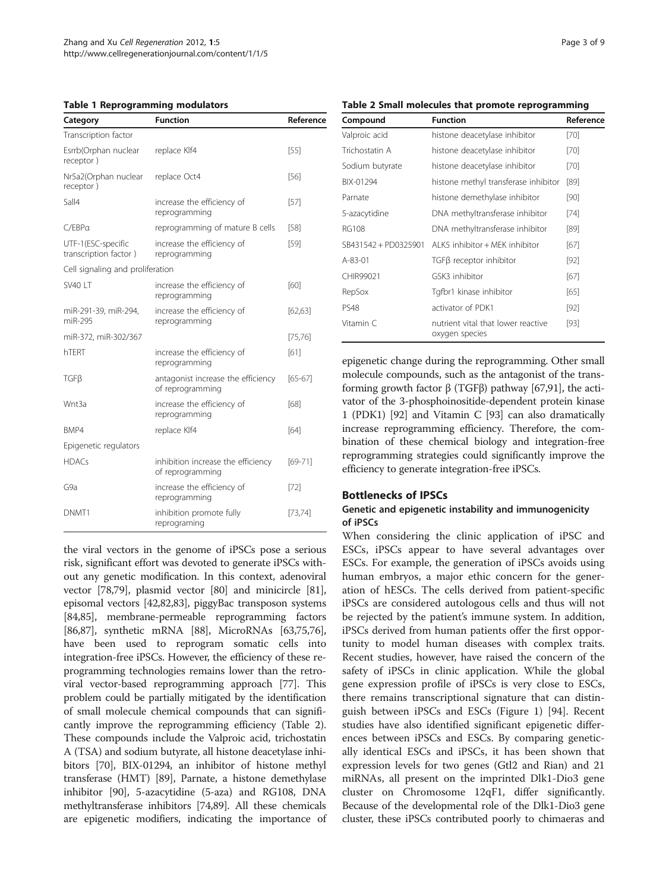**Table 1 Reprogramming modulators**

| Category | Function | Reference |
|---|---|---|
| Transcription factor | | |
| Esrrb(Orphan nuclear receptor ) | replace Klf4 | [55] |
| Nr5a2(Orphan nuclear receptor ) | replace Oct4 | [56] |
| Sall4 | increase the efficiency of reprogramming | [57] |
| C/EBPα | reprogramming of mature B cells | [58] |
| UTF-1(ESC-specific transcription factor ) | increase the efficiency of reprogramming | [59] |
| Cell signaling and proliferation | | |
| SV40 LT | increase the efficiency of reprogramming | [60] |
| miR-291-39, miR-294, miR-295 | increase the efficiency of reprogramming | [62,63] |
| miR-372, miR-302/367 | | [75,76] |
| hTERT | increase the efficiency of reprogramming | [61] |
| TGFβ | antagonist increase the efficiency of reprogramming | [65-67] |
| Wnt3a | increase the efficiency of reprogramming | [68] |
| BMP4 | replace Klf4 | [64] |
| Epigenetic regulators | | |
| HDACs | inhibition increase the efficiency of reprogramming | [69-71] |
| G9a | increase the efficiency of reprogramming | [72] |
| DNMT1 | inhibition promote fully reprograming | [73,74] |

the viral vectors in the genome of iPSCs pose a serious risk, significant effort was devoted to generate iPSCs without any genetic modification. In this context, adenoviral vector [78,79], plasmid vector [80] and minicircle [81], episomal vectors [42,82,83], piggyBac transposon systems [84,85], membrane-permeable reprogramming factors [86,87], synthetic mRNA [88], MicroRNAs [63,75,76], have been used to reprogram somatic cells into integration-free iPSCs. However, the efficiency of these reprogramming technologies remains lower than the retroviral vector-based reprogramming approach [77]. This problem could be partially mitigated by the identification of small molecule chemical compounds that can significantly improve the reprogramming efficiency (Table 2). These compounds include the Valproic acid, trichostatin A (TSA) and sodium butyrate, all histone deacetylase inhibitors [70], BIX-01294, an inhibitor of histone methyl transferase (HMT) [89], Parnate, a histone demethylase inhibitor [90], 5-azacytidine (5-aza) and RG108, DNA methyltransferase inhibitors [74,89]. All these chemicals are epigenetic modifiers, indicating the importance of epigenetic change during the reprogramming. Other small molecule compounds, such as the antagonist of the transforming growth factor β (TGFβ) pathway [67,91], the activator of the 3-phosphoinositide-dependent protein kinase 1 (PDK1) [92] and Vitamin C [93] can also dramatically increase reprogramming efficiency. Therefore, the combination of these chemical biology and integration-free reprogramming strategies could significantly improve the efficiency to generate integration-free iPSCs.

**Table 2 Small molecules that promote reprogramming**

| Compound | Function | Reference |
|---|---|---|
| Valproic acid | histone deacetylase inhibitor | [70] |
| Trichostatin A | histone deacetylase inhibitor | [70] |
| Sodium butyrate | histone deacetylase inhibitor | [70] |
| BIX-01294 | histone methyl transferase inhibitor | [89] |
| Parnate | histone demethylase inhibitor | [90] |
| 5-azacytidine | DNA methyltransferase inhibitor | [74] |
| RG108 | DNA methyltransferase inhibitor | [89] |
| SB431542 + PD0325901 | ALK5 inhibitor + MEK inhibitor | [67] |
| A-83-01 | TGFβ receptor inhibitor | [92] |
| CHIR99021 | GSK3 inhibitor | [67] |
| RepSox | Tgfbr1 kinase inhibitor | [65] |
| PS48 | activator of PDK1 | [92] |
| Vitamin C | nutrient vital that lower reactive oxygen species | [93] |

## Bottlenecks of IPSCs

### Genetic and epigenetic instability and immunogenicity of iPSCs

When considering the clinic application of iPSC and ESCs, iPSCs appear to have several advantages over ESCs. For example, the generation of iPSCs avoids using human embryos, a major ethic concern for the generation of hESCs. The cells derived from patient-specific iPSCs are considered autologous cells and thus will not be rejected by the patient's immune system. In addition, iPSCs derived from human patients offer the first opportunity to model human diseases with complex traits. Recent studies, however, have raised the concern of the safety of iPSCs in clinic application. While the global gene expression profile of iPSCs is very close to ESCs, there remains transcriptional signature that can distinguish between iPSCs and ESCs (Figure 1) [94]. Recent studies have also identified significant epigenetic differences between iPSCs and ESCs. By comparing genetically identical ESCs and iPSCs, it has been shown that expression levels for two genes (Gtl2 and Rian) and 21 miRNAs, all present on the imprinted Dlk1-Dio3 gene cluster on Chromosome 12qF1, differ significantly. Because of the developmental role of the Dlk1-Dio3 gene cluster, these iPSCs contributed poorly to chimaeras and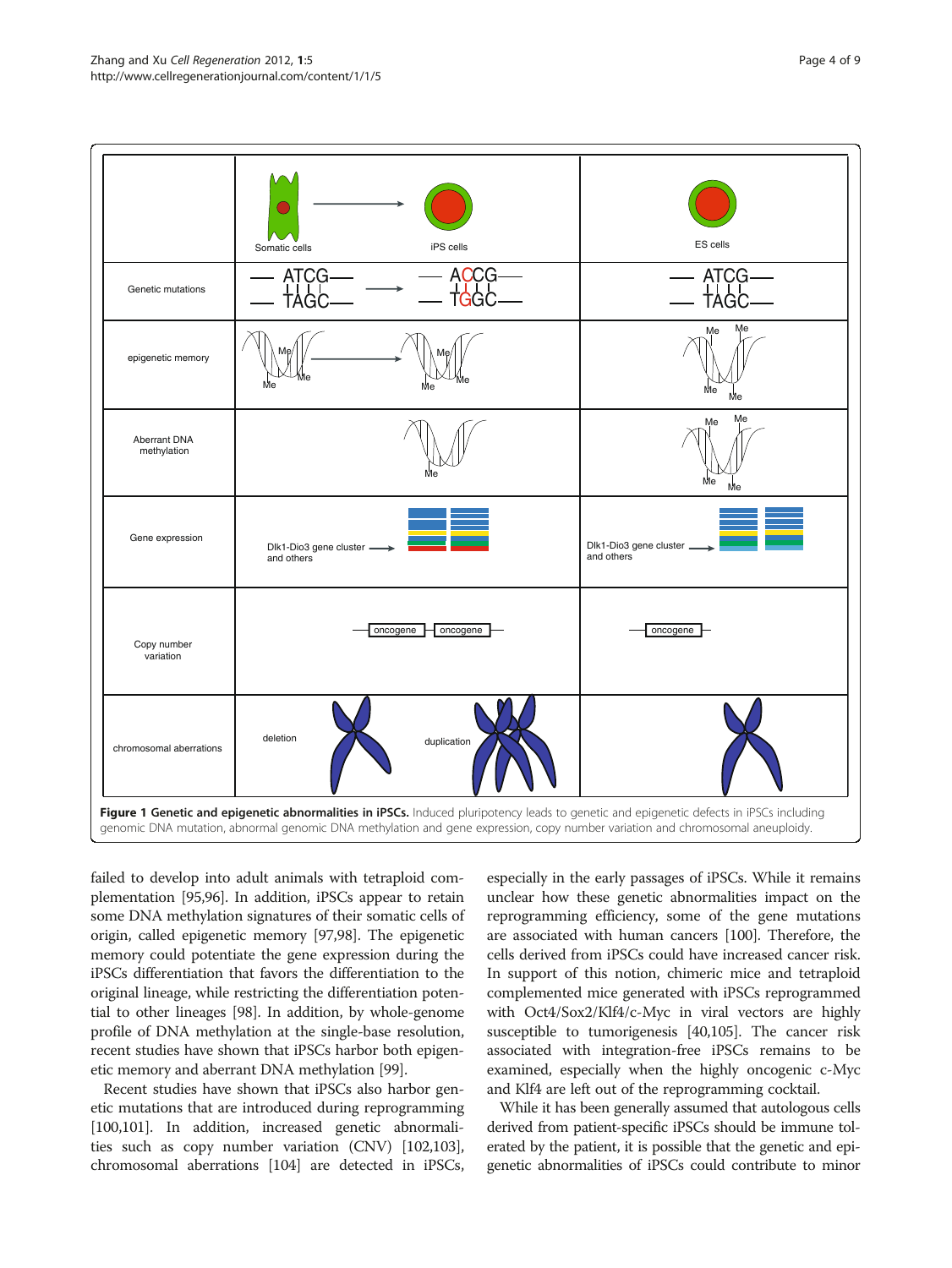**Figure 1 Genetic and epigenetic abnormalities in iPSCs.** Induced pluripotency leads to genetic and epigenetic defects in iPSCs including genomic DNA mutation, abnormal genomic DNA methylation and gene expression, copy number variation and chromosomal aneuploidy.

failed to develop into adult animals with tetraploid complementation [95,96]. In addition, iPSCs appear to retain some DNA methylation signatures of their somatic cells of origin, called epigenetic memory [97,98]. The epigenetic memory could potentiate the gene expression during the iPSCs differentiation that favors the differentiation to the original lineage, while restricting the differentiation potential to other lineages [98]. In addition, by whole-genome profile of DNA methylation at the single-base resolution, recent studies have shown that iPSCs harbor both epigenetic memory and aberrant DNA methylation [99].

Recent studies have shown that iPSCs also harbor genetic mutations that are introduced during reprogramming [100,101]. In addition, increased genetic abnormalities such as copy number variation (CNV) [102,103], chromosomal aberrations [104] are detected in iPSCs, especially in the early passages of iPSCs. While it remains unclear how these genetic abnormalities impact on the reprogramming efficiency, some of the gene mutations are associated with human cancers [100]. Therefore, the cells derived from iPSCs could have increased cancer risk. In support of this notion, chimeric mice and tetraploid complemented mice generated with iPSCs reprogrammed with Oct4/Sox2/Klf4/c-Myc in viral vectors are highly susceptible to tumorigenesis [40,105]. The cancer risk associated with integration-free iPSCs remains to be examined, especially when the highly oncogenic c-Myc and Klf4 are left out of the reprogramming cocktail.

While it has been generally assumed that autologous cells derived from patient-specific iPSCs should be immune tolerated by the patient, it is possible that the genetic and epigenetic abnormalities of iPSCs could contribute to minor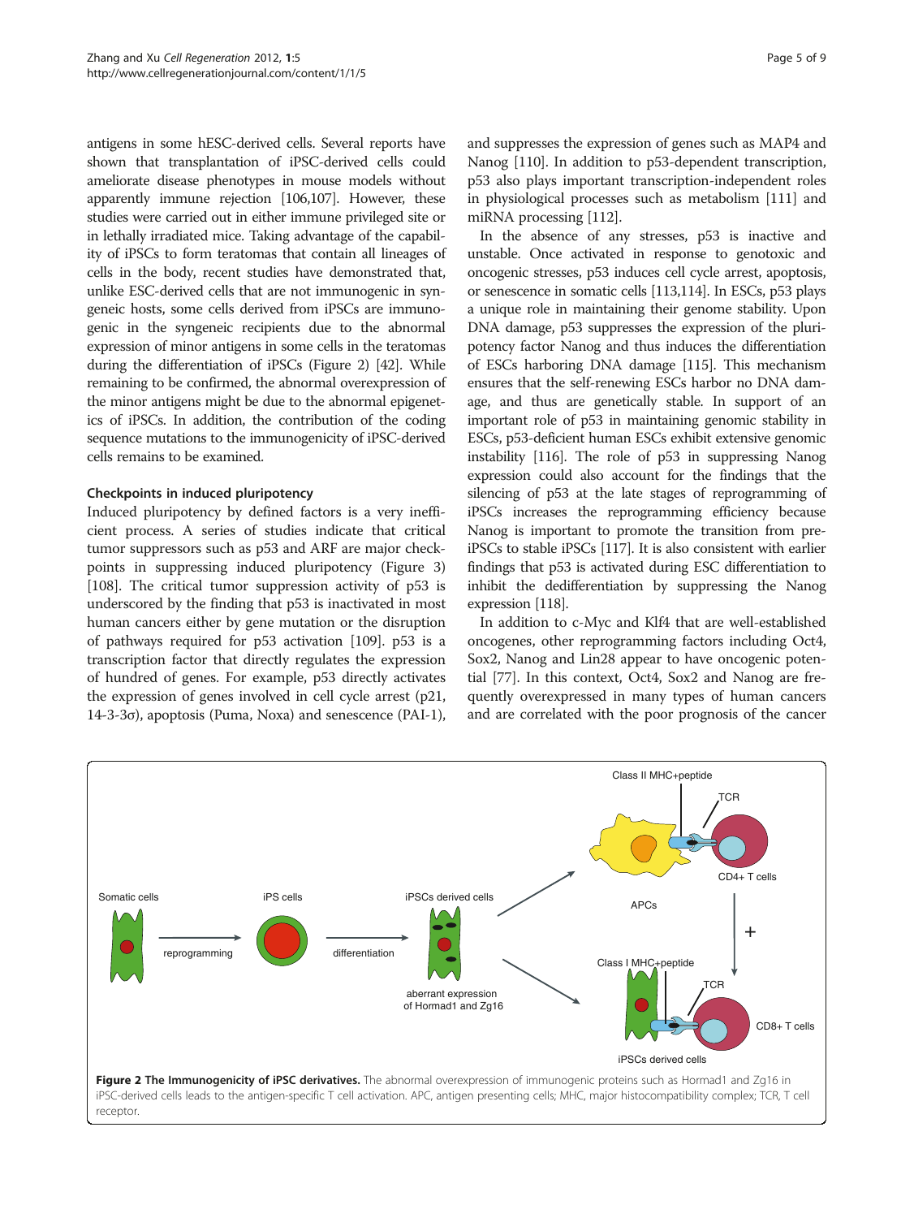antigens in some hESC-derived cells. Several reports have shown that transplantation of iPSC-derived cells could ameliorate disease phenotypes in mouse models without apparently immune rejection [106,107]. However, these studies were carried out in either immune privileged site or in lethally irradiated mice. Taking advantage of the capability of iPSCs to form teratomas that contain all lineages of cells in the body, recent studies have demonstrated that, unlike ESC-derived cells that are not immunogenic in syngeneic hosts, some cells derived from iPSCs are immunogenic in the syngeneic recipients due to the abnormal expression of minor antigens in some cells in the teratomas during the differentiation of iPSCs (Figure 2) [42]. While remaining to be confirmed, the abnormal overexpression of the minor antigens might be due to the abnormal epigenetics of iPSCs. In addition, the contribution of the coding sequence mutations to the immunogenicity of iPSC-derived cells remains to be examined.

### Checkpoints in induced pluripotency

Induced pluripotency by defined factors is a very inefficient process. A series of studies indicate that critical tumor suppressors such as p53 and ARF are major checkpoints in suppressing induced pluripotency (Figure 3) [108]. The critical tumor suppression activity of p53 is underscored by the finding that p53 is inactivated in most human cancers either by gene mutation or the disruption of pathways required for p53 activation [109]. p53 is a transcription factor that directly regulates the expression of hundred of genes. For example, p53 directly activates the expression of genes involved in cell cycle arrest (p21, 14-3-3σ), apoptosis (Puma, Noxa) and senescence (PAI-1), and suppresses the expression of genes such as MAP4 and Nanog [110]. In addition to p53-dependent transcription, p53 also plays important transcription-independent roles in physiological processes such as metabolism [111] and miRNA processing [112].

In the absence of any stresses, p53 is inactive and unstable. Once activated in response to genotoxic and oncogenic stresses, p53 induces cell cycle arrest, apoptosis, or senescence in somatic cells [113,114]. In ESCs, p53 plays a unique role in maintaining their genome stability. Upon DNA damage, p53 suppresses the expression of the pluripotency factor Nanog and thus induces the differentiation of ESCs harboring DNA damage [115]. This mechanism ensures that the self-renewing ESCs harbor no DNA damage, and thus are genetically stable. In support of an important role of p53 in maintaining genomic stability in ESCs, p53-deficient human ESCs exhibit extensive genomic instability [116]. The role of p53 in suppressing Nanog expression could also account for the findings that the silencing of p53 at the late stages of reprogramming of iPSCs increases the reprogramming efficiency because Nanog is important to promote the transition from pre-iPSCs to stable iPSCs [117]. It is also consistent with earlier findings that p53 is activated during ESC differentiation to inhibit the dedifferentiation by suppressing the Nanog expression [118].

In addition to c-Myc and Klf4 that are well-established oncogenes, other reprogramming factors including Oct4, Sox2, Nanog and Lin28 appear to have oncogenic potential [77]. In this context, Oct4, Sox2 and Nanog are frequently overexpressed in many types of human cancers and are correlated with the poor prognosis of the cancer

**Figure 2 The Immunogenicity of iPSC derivatives.** The abnormal overexpression of immunogenic proteins such as Hormad1 and Zg16 in iPSC-derived cells leads to the antigen-specific T cell activation. APC, antigen presenting cells; MHC, major histocompatibility complex; TCR, T cell receptor.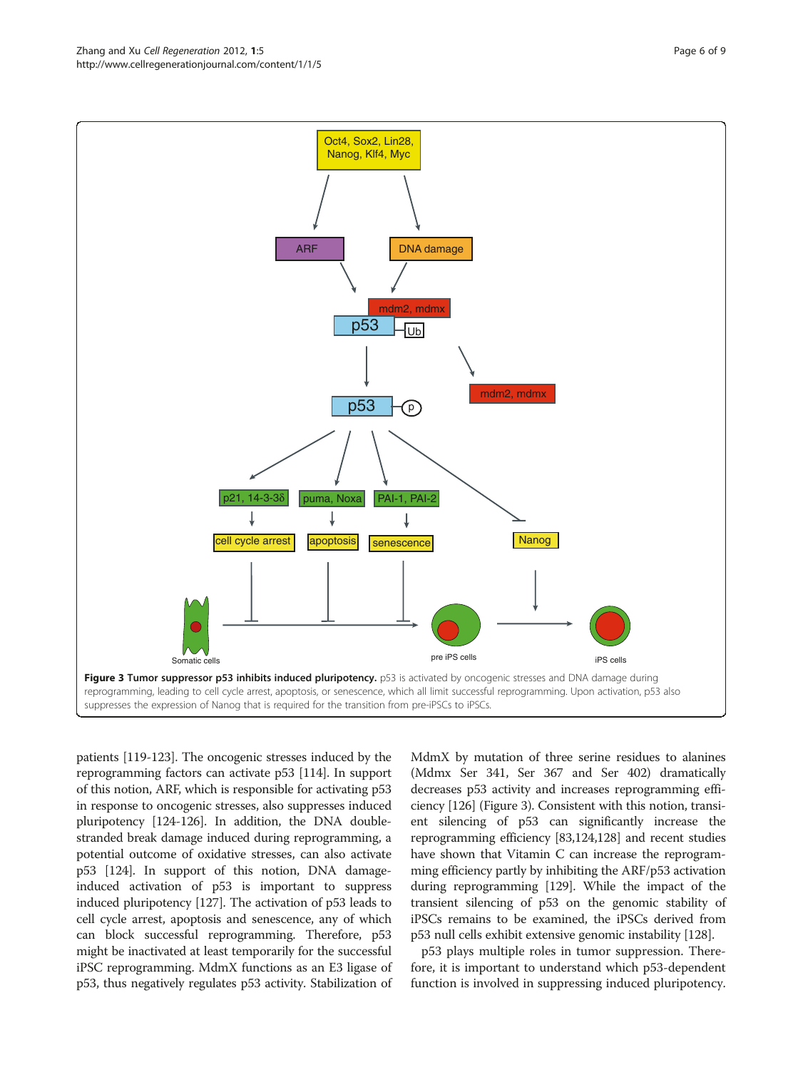**Figure 3 Tumor suppressor p53 inhibits induced pluripotency.** p53 is activated by oncogenic stresses and DNA damage during reprogramming, leading to cell cycle arrest, apoptosis, or senescence, which all limit successful reprogramming. Upon activation, p53 also suppresses the expression of Nanog that is required for the transition from pre-iPSCs to iPSCs.

patients [119-123]. The oncogenic stresses induced by the reprogramming factors can activate p53 [114]. In support of this notion, ARF, which is responsible for activating p53 in response to oncogenic stresses, also suppresses induced pluripotency [124-126]. In addition, the DNA double-stranded break damage induced during reprogramming, a potential outcome of oxidative stresses, can also activate p53 [124]. In support of this notion, DNA damage-induced activation of p53 is important to suppress induced pluripotency [127]. The activation of p53 leads to cell cycle arrest, apoptosis and senescence, any of which can block successful reprogramming. Therefore, p53 might be inactivated at least temporarily for the successful iPSC reprogramming. MdmX functions as an E3 ligase of p53, thus negatively regulates p53 activity. Stabilization of MdmX by mutation of three serine residues to alanines (Mdmx Ser 341, Ser 367 and Ser 402) dramatically decreases p53 activity and increases reprogramming efficiency [126] (Figure 3). Consistent with this notion, transient silencing of p53 can significantly increase the reprogramming efficiency [83,124,128] and recent studies have shown that Vitamin C can increase the reprogramming efficiency partly by inhibiting the ARF/p53 activation during reprogramming [129]. While the impact of the transient silencing of p53 on the genomic stability of iPSCs remains to be examined, the iPSCs derived from p53 null cells exhibit extensive genomic instability [128].

p53 plays multiple roles in tumor suppression. Therefore, it is important to understand which p53-dependent function is involved in suppressing induced pluripotency.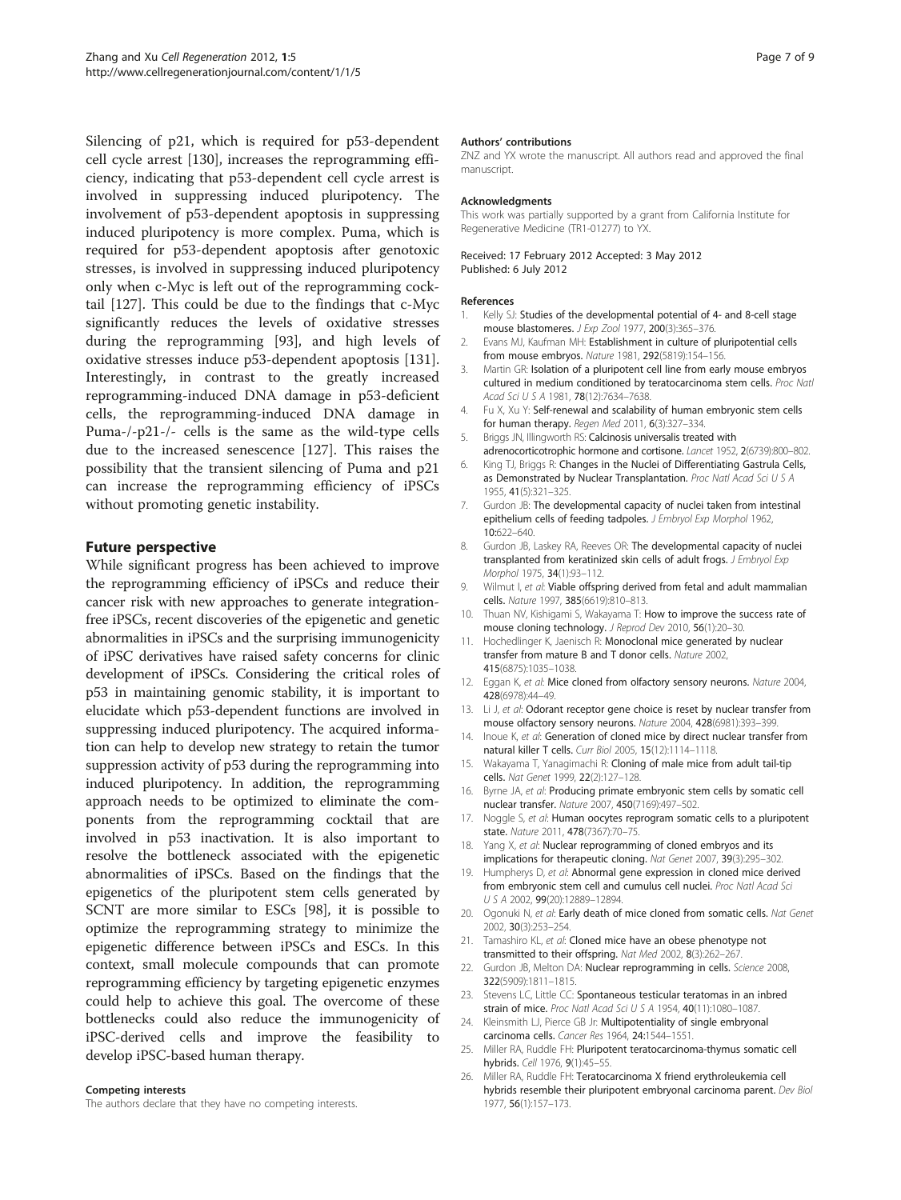Silencing of p21, which is required for p53-dependent cell cycle arrest [130], increases the reprogramming efficiency, indicating that p53-dependent cell cycle arrest is involved in suppressing induced pluripotency. The involvement of p53-dependent apoptosis in suppressing induced pluripotency is more complex. Puma, which is required for p53-dependent apoptosis after genotoxic stresses, is involved in suppressing induced pluripotency only when c-Myc is left out of the reprogramming cocktail [127]. This could be due to the findings that c-Myc significantly reduces the levels of oxidative stresses during the reprogramming [93], and high levels of oxidative stresses induce p53-dependent apoptosis [131]. Interestingly, in contrast to the greatly increased reprogramming-induced DNA damage in p53-deficient cells, the reprogramming-induced DNA damage in Puma-/-p21-/- cells is the same as the wild-type cells due to the increased senescence [127]. This raises the possibility that the transient silencing of Puma and p21 can increase the reprogramming efficiency of iPSCs without promoting genetic instability.

## Future perspective

While significant progress has been achieved to improve the reprogramming efficiency of iPSCs and reduce their cancer risk with new approaches to generate integration-free iPSCs, recent discoveries of the epigenetic and genetic abnormalities in iPSCs and the surprising immunogenicity of iPSC derivatives have raised safety concerns for clinic development of iPSCs. Considering the critical roles of p53 in maintaining genomic stability, it is important to elucidate which p53-dependent functions are involved in suppressing induced pluripotency. The acquired information can help to develop new strategy to retain the tumor suppression activity of p53 during the reprogramming into induced pluripotency. In addition, the reprogramming approach needs to be optimized to eliminate the components from the reprogramming cocktail that are involved in p53 inactivation. It is also important to resolve the bottleneck associated with the epigenetic abnormalities of iPSCs. Based on the findings that the epigenetics of the pluripotent stem cells generated by SCNT are more similar to ESCs [98], it is possible to optimize the reprogramming strategy to minimize the epigenetic difference between iPSCs and ESCs. In this context, small molecule compounds that can promote reprogramming efficiency by targeting epigenetic enzymes could help to achieve this goal. The overcome of these bottlenecks could also reduce the immunogenicity of iPSC-derived cells and improve the feasibility to develop iPSC-based human therapy.

#### Competing interests

The authors declare that they have no competing interests.

#### Authors' contributions

ZNZ and YX wrote the manuscript. All authors read and approved the final manuscript.

#### Acknowledgments

This work was partially supported by a grant from California Institute for Regenerative Medicine (TR1-01277) to YX.

Received: 17 February 2012 Accepted: 3 May 2012
Published: 6 July 2012

#### References

1. Kelly SJ: **Studies of the developmental potential of 4- and 8-cell stage mouse blastomeres.** *J Exp Zool* 1977, **200**(3):365–376.
2. Evans MJ, Kaufman MH: **Establishment in culture of pluripotential cells from mouse embryos.** *Nature* 1981, **292**(5819):154–156.
3. Martin GR: **Isolation of a pluripotent cell line from early mouse embryos cultured in medium conditioned by teratocarcinoma stem cells.** *Proc Natl Acad Sci U S A* 1981, **78**(12):7634–7638.
4. Fu X, Xu Y: **Self-renewal and scalability of human embryonic stem cells for human therapy.** *Regen Med* 2011, **6**(3):327–334.
5. Briggs JN, Illingworth RS: **Calcinosis universalis treated with adrenocorticotrophic hormone and cortisone.** *Lancet* 1952, **2**(6739):800–802.
6. King TJ, Briggs R: **Changes in the Nuclei of Differentiating Gastrula Cells, as Demonstrated by Nuclear Transplantation.** *Proc Natl Acad Sci U S A* 1955, **41**(5):321–325.
7. Gurdon JB: **The developmental capacity of nuclei taken from intestinal epithelium cells of feeding tadpoles.** *J Embryol Exp Morphol* 1962, **10**:622–640.
8. Gurdon JB, Laskey RA, Reeves OR: **The developmental capacity of nuclei transplanted from keratinized skin cells of adult frogs.** *J Embryol Exp Morphol* 1975, **34**(1):93–112.
9. Wilmut I, *et al*: **Viable offspring derived from fetal and adult mammalian cells.** *Nature* 1997, **385**(6619):810–813.
10. Thuan NV, Kishigami S, Wakayama T: **How to improve the success rate of mouse cloning technology.** *J Reprod Dev* 2010, **56**(1):20–30.
11. Hochedlinger K, Jaenisch R: **Monoclonal mice generated by nuclear transfer from mature B and T donor cells.** *Nature* 2002, **415**(6875):1035–1038.
12. Eggan K, *et al*: **Mice cloned from olfactory sensory neurons.** *Nature* 2004, **428**(6978):44–49.
13. Li J, *et al*: **Odorant receptor gene choice is reset by nuclear transfer from mouse olfactory sensory neurons.** *Nature* 2004, **428**(6981):393–399.
14. Inoue K, *et al*: **Generation of cloned mice by direct nuclear transfer from natural killer T cells.** *Curr Biol* 2005, **15**(12):1114–1118.
15. Wakayama T, Yanagimachi R: **Cloning of male mice from adult tail-tip cells.** *Nat Genet* 1999, **22**(2):127–128.
16. Byrne JA, *et al*: **Producing primate embryonic stem cells by somatic cell nuclear transfer.** *Nature* 2007, **450**(7169):497–502.
17. Noggle S, *et al*: **Human oocytes reprogram somatic cells to a pluripotent state.** *Nature* 2011, **478**(7367):70–75.
18. Yang X, *et al*: **Nuclear reprogramming of cloned embryos and its implications for therapeutic cloning.** *Nat Genet* 2007, **39**(3):295–302.
19. Humpherys D, *et al*: **Abnormal gene expression in cloned mice derived from embryonic stem cell and cumulus cell nuclei.** *Proc Natl Acad Sci U S A* 2002, **99**(20):12889–12894.
20. Ogonuki N, *et al*: **Early death of mice cloned from somatic cells.** *Nat Genet* 2002, **30**(3):253–254.
21. Tamashiro KL, *et al*: **Cloned mice have an obese phenotype not transmitted to their offspring.** *Nat Med* 2002, **8**(3):262–267.
22. Gurdon JB, Melton DA: **Nuclear reprogramming in cells.** *Science* 2008, **322**(5909):1811–1815.
23. Stevens LC, Little CC: **Spontaneous testicular teratomas in an inbred strain of mice.** *Proc Natl Acad Sci U S A* 1954, **40**(11):1080–1087.
24. Kleinsmith LJ, Pierce GB Jr: **Multipotentiality of single embryonal carcinoma cells.** *Cancer Res* 1964, **24**:1544–1551.
25. Miller RA, Ruddle FH: **Pluripotent teratocarcinoma-thymus somatic cell hybrids.** *Cell* 1976, **9**(1):45–55.
26. Miller RA, Ruddle FH: **Teratocarcinoma X friend erythroleukemia cell hybrids resemble their pluripotent embryonal carcinoma parent.** *Dev Biol* 1977, **56**(1):157–173.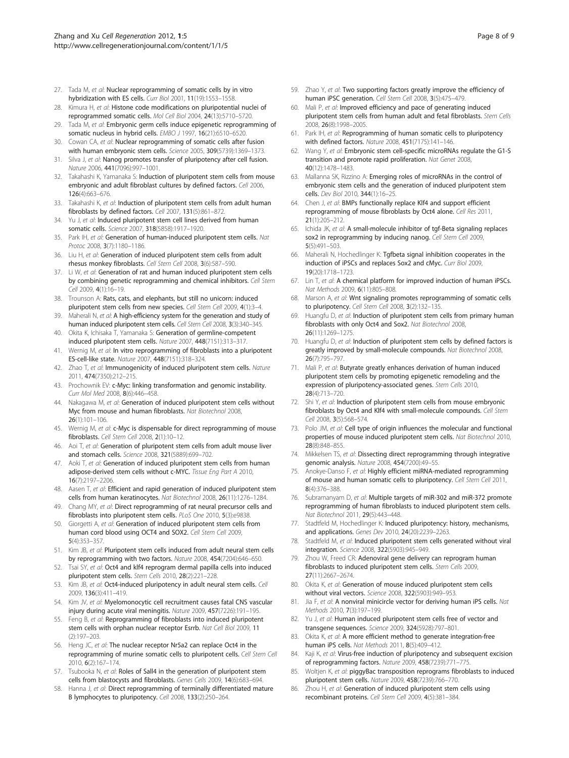27. Tada M, *et al*: Nuclear reprogramming of somatic cells by in vitro hybridization with ES cells. *Curr Biol* 2001, **11**(19):1553–1558.
28. Kimura H, *et al*: Histone code modifications on pluripotential nuclei of reprogrammed somatic cells. *Mol Cell Biol* 2004, **24**(13):5710–5720.
29. Tada M, *et al*: Embryonic germ cells induce epigenetic reprogramming of somatic nucleus in hybrid cells. *EMBO J* 1997, **16**(21):6510–6520.
30. Cowan CA, *et al*: Nuclear reprogramming of somatic cells after fusion with human embryonic stem cells. *Science* 2005, **309**(5739):1369–1373.
31. Silva J, *et al*: Nanog promotes transfer of pluripotency after cell fusion. *Nature* 2006, **441**(7096):997–1001.
32. Takahashi K, Yamanaka S: Induction of pluripotent stem cells from mouse embryonic and adult fibroblast cultures by defined factors. *Cell* 2006, **126**(4):663–676.
33. Takahashi K, *et al*: Induction of pluripotent stem cells from adult human fibroblasts by defined factors. *Cell* 2007, **131**(5):861–872.
34. Yu J, *et al*: Induced pluripotent stem cell lines derived from human somatic cells. *Science* 2007, **318**(5858):1917–1920.
35. Park IH, *et al*: Generation of human-induced pluripotent stem cells. *Nat Protoc* 2008, **3**(7):1180–1186.
36. Liu H, *et al*: Generation of induced pluripotent stem cells from adult rhesus monkey fibroblasts. *Cell Stem Cell* 2008, **3**(6):587–590.
37. Li W, *et al*: Generation of rat and human induced pluripotent stem cells by combining genetic reprogramming and chemical inhibitors. *Cell Stem Cell* 2009, **4**(1):16–19.
38. Trounson A: Rats, cats, and elephants, but still no unicorn: induced pluripotent stem cells from new species. *Cell Stem Cell* 2009, **4**(1):3–4.
39. Maherali N, *et al*: A high-efficiency system for the generation and study of human induced pluripotent stem cells. *Cell Stem Cell* 2008, **3**(3):340–345.
40. Okita K, Ichisaka T, Yamanaka S: Generation of germline-competent induced pluripotent stem cells. *Nature* 2007, **448**(7151):313–317.
41. Wernig M, *et al*: In vitro reprogramming of fibroblasts into a pluripotent ES-cell-like state. *Nature* 2007, **448**(7151):318–324.
42. Zhao T, *et al*: Immunogenicity of induced pluripotent stem cells. *Nature* 2011, **474**(7350):212–215.
43. Prochownik EV: c-Myc: linking transformation and genomic instability. *Curr Mol Med* 2008, **8**(6):446–458.
44. Nakagawa M, *et al*: Generation of induced pluripotent stem cells without Myc from mouse and human fibroblasts. *Nat Biotechnol* 2008, **26**(1):101–106.
45. Wernig M, *et al*: c-Myc is dispensable for direct reprogramming of mouse fibroblasts. *Cell Stem Cell* 2008, **2**(1):10–12.
46. Aoi T, *et al*: Generation of pluripotent stem cells from adult mouse liver and stomach cells. *Science* 2008, **321**(5889):699–702.
47. Aoki T, *et al*: Generation of induced pluripotent stem cells from human adipose-derived stem cells without c-MYC. *Tissue Eng Part A* 2010, **16**(7):2197–2206.
48. Aasen T, *et al*: Efficient and rapid generation of induced pluripotent stem cells from human keratinocytes. *Nat Biotechnol* 2008, **26**(11):1276–1284.
49. Chang MY, *et al*: Direct reprogramming of rat neural precursor cells and fibroblasts into pluripotent stem cells. *PLoS One* 2010, **5**(3):e9838.
50. Giorgetti A, *et al*: Generation of induced pluripotent stem cells from human cord blood using OCT4 and SOX2. *Cell Stem Cell* 2009, **5**(4):353–357.
51. Kim JB, *et al*: Pluripotent stem cells induced from adult neural stem cells by reprogramming with two factors. *Nature* 2008, **454**(7204):646–650.
52. Tsai SY, *et al*: Oct4 and klf4 reprogram dermal papilla cells into induced pluripotent stem cells. *Stem Cells* 2010, **28**(2):221–228.
53. Kim JB, *et al*: Oct4-induced pluripotency in adult neural stem cells. *Cell* 2009, **136**(3):411–419.
54. Kim JV, *et al*: Myelomonocytic cell recruitment causes fatal CNS vascular injury during acute viral meningitis. *Nature* 2009, **457**(7226):191–195.
55. Feng B, *et al*: Reprogramming of fibroblasts into induced pluripotent stem cells with orphan nuclear receptor Esrrb. *Nat Cell Biol* 2009, **11**(2):197–203.
56. Heng JC, *et al*: The nuclear receptor Nr5a2 can replace Oct4 in the reprogramming of murine somatic cells to pluripotent cells. *Cell Stem Cell* 2010, **6**(2):167–174.
57. Tsubooka N, *et al*: Roles of Sall4 in the generation of pluripotent stem cells from blastocysts and fibroblasts. *Genes Cells* 2009, **14**(6):683–694.
58. Hanna J, *et al*: Direct reprogramming of terminally differentiated mature B lymphocytes to pluripotency. *Cell* 2008, **133**(2):250–264.
59. Zhao Y, *et al*: Two supporting factors greatly improve the efficiency of human iPSC generation. *Cell Stem Cell* 2008, **3**(5):475–479.
60. Mali P, *et al*: Improved efficiency and pace of generating induced pluripotent stem cells from human adult and fetal fibroblasts. *Stem Cells* 2008, **26**(8):1998–2005.
61. Park IH, *et al*: Reprogramming of human somatic cells to pluripotency with defined factors. *Nature* 2008, **451**(7175):141–146.
62. Wang Y, *et al*: Embryonic stem cell-specific microRNAs regulate the G1-S transition and promote rapid proliferation. *Nat Genet* 2008, **40**(12):1478–1483.
63. Mallanna SK, Rizzino A: Emerging roles of microRNAs in the control of embryonic stem cells and the generation of induced pluripotent stem cells. *Dev Biol* 2010, **344**(1):16–25.
64. Chen J, *et al*: BMPs functionally replace Klf4 and support efficient reprogramming of mouse fibroblasts by Oct4 alone. *Cell Res* 2011, **21**(1):205–212.
65. Ichida JK, *et al*: A small-molecule inhibitor of tgf-Beta signaling replaces sox2 in reprogramming by inducing nanog. *Cell Stem Cell* 2009, **5**(5):491–503.
66. Maherali N, Hochedlinger K: Tgfbeta signal inhibition cooperates in the induction of iPSCs and replaces Sox2 and cMyc. *Curr Biol* 2009, **19**(20):1718–1723.
67. Lin T, *et al*: A chemical platform for improved induction of human iPSCs. *Nat Methods* 2009, **6**(11):805–808.
68. Marson A, *et al*: Wnt signaling promotes reprogramming of somatic cells to pluripotency. *Cell Stem Cell* 2008, **3**(2):132–135.
69. Huangfu D, *et al*: Induction of pluripotent stem cells from primary human fibroblasts with only Oct4 and Sox2. *Nat Biotechnol* 2008, **26**(11):1269–1275.
70. Huangfu D, *et al*: Induction of pluripotent stem cells by defined factors is greatly improved by small-molecule compounds. *Nat Biotechnol* 2008, **26**(7):795–797.
71. Mali P, *et al*: Butyrate greatly enhances derivation of human induced pluripotent stem cells by promoting epigenetic remodeling and the expression of pluripotency-associated genes. *Stem Cells* 2010, **28**(4):713–720.
72. Shi Y, *et al*: Induction of pluripotent stem cells from mouse embryonic fibroblasts by Oct4 and Klf4 with small-molecule compounds. *Cell Stem Cell* 2008, **3**(5):568–574.
73. Polo JM, *et al*: Cell type of origin influences the molecular and functional properties of mouse induced pluripotent stem cells. *Nat Biotechnol* 2010, **28**(8):848–855.
74. Mikkelsen TS, *et al*: Dissecting direct reprogramming through integrative genomic analysis. *Nature* 2008, **454**(7200):49–55.
75. Anokye-Danso F, *et al*: Highly efficient miRNA-mediated reprogramming of mouse and human somatic cells to pluripotency. *Cell Stem Cell* 2011, **8**(4):376–388.
76. Subramanyam D, *et al*: Multiple targets of miR-302 and miR-372 promote reprogramming of human fibroblasts to induced pluripotent stem cells. *Nat Biotechnol* 2011, **29**(5):443–448.
77. Stadtfeld M, Hochedlinger K: Induced pluripotency: history, mechanisms, and applications. *Genes Dev* 2010, **24**(20):2239–2263.
78. Stadtfeld M, *et al*: Induced pluripotent stem cells generated without viral integration. *Science* 2008, **322**(5903):945–949.
79. Zhou W, Freed CR: Adenoviral gene delivery can reprogram human fibroblasts to induced pluripotent stem cells. *Stem Cells* 2009, **27**(11):2667–2674.
80. Okita K, *et al*: Generation of mouse induced pluripotent stem cells without viral vectors. *Science* 2008, **322**(5903):949–953.
81. Jia F, *et al*: A nonviral minicircle vector for deriving human iPS cells. *Nat Methods* 2010, **7**(3):197–199.
82. Yu J, *et al*: Human induced pluripotent stem cells free of vector and transgene sequences. *Science* 2009, **324**(5928):797–801.
83. Okita K, *et al*: A more efficient method to generate integration-free human iPS cells. *Nat Methods* 2011, **8**(5):409–412.
84. Kaji K, *et al*: Virus-free induction of pluripotency and subsequent excision of reprogramming factors. *Nature* 2009, **458**(7239):771–775.
85. Woltjen K, *et al*: piggyBac transposition reprograms fibroblasts to induced pluripotent stem cells. *Nature* 2009, **458**(7239):766–770.
86. Zhou H, *et al*: Generation of induced pluripotent stem cells using recombinant proteins. *Cell Stem Cell* 2009, **4**(5):381–384.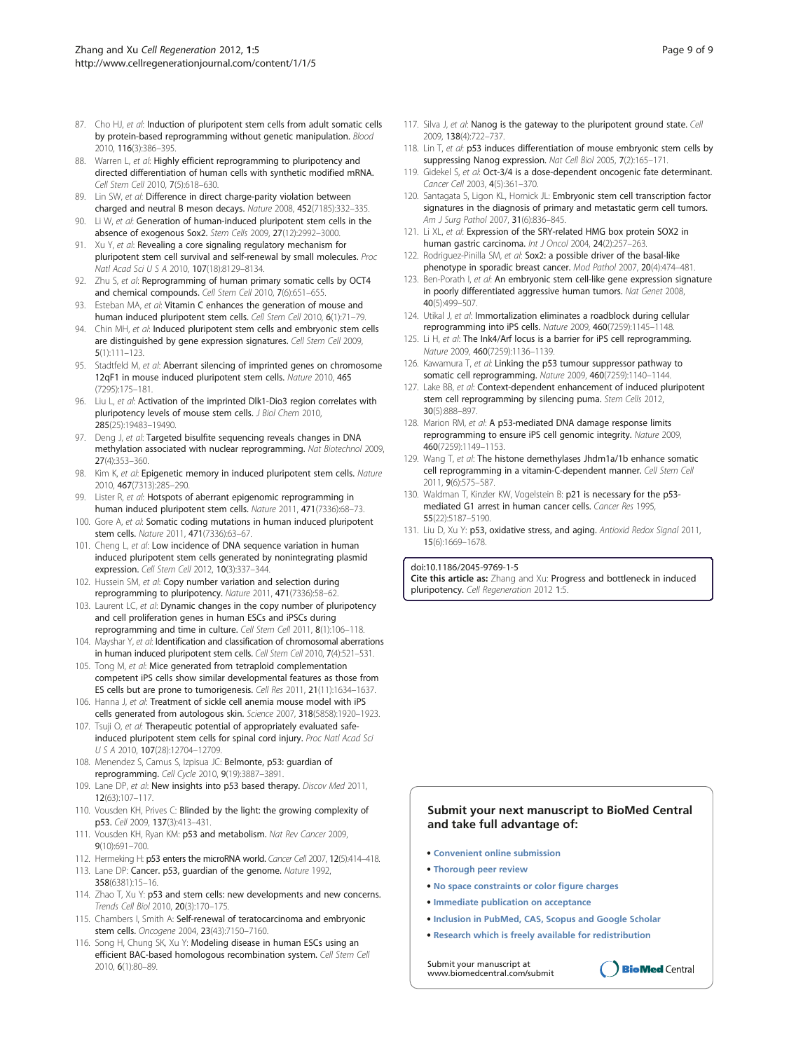87. Cho HJ, *et al*: Induction of pluripotent stem cells from adult somatic cells by protein-based reprogramming without genetic manipulation. *Blood* 2010, **116**(3):386–395.
88. Warren L, *et al*: Highly efficient reprogramming to pluripotency and directed differentiation of human cells with synthetic modified mRNA. *Cell Stem Cell* 2010, **7**(5):618–630.
89. Lin SW, *et al*: Difference in direct charge-parity violation between charged and neutral B meson decays. *Nature* 2008, **452**(7185):332–335.
90. Li W, *et al*: Generation of human-induced pluripotent stem cells in the absence of exogenous Sox2. *Stem Cells* 2009, **27**(12):2992–3000.
91. Xu Y, *et al*: Revealing a core signaling regulatory mechanism for pluripotent stem cell survival and self-renewal by small molecules. *Proc Natl Acad Sci U S A* 2010, **107**(18):8129–8134.
92. Zhu S, *et al*: Reprogramming of human primary somatic cells by OCT4 and chemical compounds. *Cell Stem Cell* 2010, **7**(6):651–655.
93. Esteban MA, *et al*: Vitamin C enhances the generation of mouse and human induced pluripotent stem cells. *Cell Stem Cell* 2010, **6**(1):71–79.
94. Chin MH, *et al*: Induced pluripotent stem cells and embryonic stem cells are distinguished by gene expression signatures. *Cell Stem Cell* 2009, **5**(1):111–123.
95. Stadtfeld M, *et al*: Aberrant silencing of imprinted genes on chromosome 12qF1 in mouse induced pluripotent stem cells. *Nature* 2010, **465** (7295):175–181.
96. Liu L, *et al*: Activation of the imprinted Dlk1-Dio3 region correlates with pluripotency levels of mouse stem cells. *J Biol Chem* 2010, **285**(25):19483–19490.
97. Deng J, *et al*: Targeted bisulfite sequencing reveals changes in DNA methylation associated with nuclear reprogramming. *Nat Biotechnol* 2009, **27**(4):353–360.
98. Kim K, *et al*: Epigenetic memory in induced pluripotent stem cells. *Nature* 2010, **467**(7313):285–290.
99. Lister R, *et al*: Hotspots of aberrant epigenomic reprogramming in human induced pluripotent stem cells. *Nature* 2011, **471**(7336):68–73.
100. Gore A, *et al*: Somatic coding mutations in human induced pluripotent stem cells. *Nature* 2011, **471**(7336):63–67.
101. Cheng L, *et al*: Low incidence of DNA sequence variation in human induced pluripotent stem cells generated by nonintegrating plasmid expression. *Cell Stem Cell* 2012, **10**(3):337–344.
102. Hussein SM, *et al*: Copy number variation and selection during reprogramming to pluripotency. *Nature* 2011, **471**(7336):58–62.
103. Laurent LC, *et al*: Dynamic changes in the copy number of pluripotency and cell proliferation genes in human ESCs and iPSCs during reprogramming and time in culture. *Cell Stem Cell* 2011, **8**(1):106–118.
104. Mayshar Y, *et al*: Identification and classification of chromosomal aberrations in human induced pluripotent stem cells. *Cell Stem Cell* 2010, **7**(4):521–531.
105. Tong M, *et al*: Mice generated from tetraploid complementation competent iPS cells show similar developmental features as those from ES cells but are prone to tumorigenesis. *Cell Res* 2011, **21**(11):1634–1637.
106. Hanna J, *et al*: Treatment of sickle cell anemia mouse model with iPS cells generated from autologous skin. *Science* 2007, **318**(5858):1920–1923.
107. Tsuji O, *et al*: Therapeutic potential of appropriately evaluated safe-induced pluripotent stem cells for spinal cord injury. *Proc Natl Acad Sci U S A* 2010, **107**(28):12704–12709.
108. Menendez S, Camus S, Izpisua JC: Belmonte, p53: guardian of reprogramming. *Cell Cycle* 2010, **9**(19):3887–3891.
109. Lane DP, *et al*: New insights into p53 based therapy. *Discov Med* 2011, **12**(63):107–117.
110. Vousden KH, Prives C: Blinded by the light: the growing complexity of p53. *Cell* 2009, **137**(3):413–431.
111. Vousden KH, Ryan KM: p53 and metabolism. *Nat Rev Cancer* 2009, **9**(10):691–700.
112. Hermeking H: p53 enters the microRNA world. *Cancer Cell* 2007, **12**(5):414–418.
113. Lane DP: Cancer. p53, guardian of the genome. *Nature* 1992, **358**(6381):15–16.
114. Zhao T, Xu Y: p53 and stem cells: new developments and new concerns. *Trends Cell Biol* 2010, **20**(3):170–175.
115. Chambers I, Smith A: Self-renewal of teratocarcinoma and embryonic stem cells. *Oncogene* 2004, **23**(43):7150–7160.
116. Song H, Chung SK, Xu Y: Modeling disease in human ESCs using an efficient BAC-based homologous recombination system. *Cell Stem Cell* 2010, **6**(1):80–89.
117. Silva J, *et al*: Nanog is the gateway to the pluripotent ground state. *Cell* 2009, **138**(4):722–737.
118. Lin T, *et al*: p53 induces differentiation of mouse embryonic stem cells by suppressing Nanog expression. *Nat Cell Biol* 2005, **7**(2):165–171.
119. Gidekel S, *et al*: Oct-3/4 is a dose-dependent oncogenic fate determinant. *Cancer Cell* 2003, **4**(5):361–370.
120. Santagata S, Ligon KL, Hornick JL: Embryonic stem cell transcription factor signatures in the diagnosis of primary and metastatic germ cell tumors. *Am J Surg Pathol* 2007, **31**(6):836–845.
121. Li XL, *et al*: Expression of the SRY-related HMG box protein SOX2 in human gastric carcinoma. *Int J Oncol* 2004, **24**(2):257–263.
122. Rodriguez-Pinilla SM, *et al*: Sox2: a possible driver of the basal-like phenotype in sporadic breast cancer. *Mod Pathol* 2007, **20**(4):474–481.
123. Ben-Porath I, *et al*: An embryonic stem cell-like gene expression signature in poorly differentiated aggressive human tumors. *Nat Genet* 2008, **40**(5):499–507.
124. Utikal J, *et al*: Immortalization eliminates a roadblock during cellular reprogramming into iPS cells. *Nature* 2009, **460**(7259):1145–1148.
125. Li H, *et al*: The Ink4/Arf locus is a barrier for iPS cell reprogramming. *Nature* 2009, **460**(7259):1136–1139.
126. Kawamura T, *et al*: Linking the p53 tumour suppressor pathway to somatic cell reprogramming. *Nature* 2009, **460**(7259):1140–1144.
127. Lake BB, *et al*: Context-dependent enhancement of induced pluripotent stem cell reprogramming by silencing puma. *Stem Cells* 2012, **30**(5):888–897.
128. Marion RM, *et al*: A p53-mediated DNA damage response limits reprogramming to ensure iPS cell genomic integrity. *Nature* 2009, **460**(7259):1149–1153.
129. Wang T, *et al*: The histone demethylases Jhdm1a/1b enhance somatic cell reprogramming in a vitamin-C-dependent manner. *Cell Stem Cell* 2011, **9**(6):575–587.
130. Waldman T, Kinzler KW, Vogelstein B: p21 is necessary for the p53-mediated G1 arrest in human cancer cells. *Cancer Res* 1995, **55**(22):5187–5190.
131. Liu D, Xu Y: p53, oxidative stress, and aging. *Antioxid Redox Signal* 2011, **15**(6):1669–1678.

doi:10.1186/2045-9769-1-5
**Cite this article as:** Zhang and Xu: Progress and bottleneck in induced pluripotency. *Cell Regeneration* 2012 **1**:5.

**Submit your next manuscript to BioMed Central and take full advantage of:**

- **Convenient online submission**
- **Thorough peer review**
- **No space constraints or color figure charges**
- **Immediate publication on acceptance**
- **Inclusion in PubMed, CAS, Scopus and Google Scholar**
- **Research which is freely available for redistribution**

Submit your manuscript at
www.biomedcentral.com/submit

BioMed Central